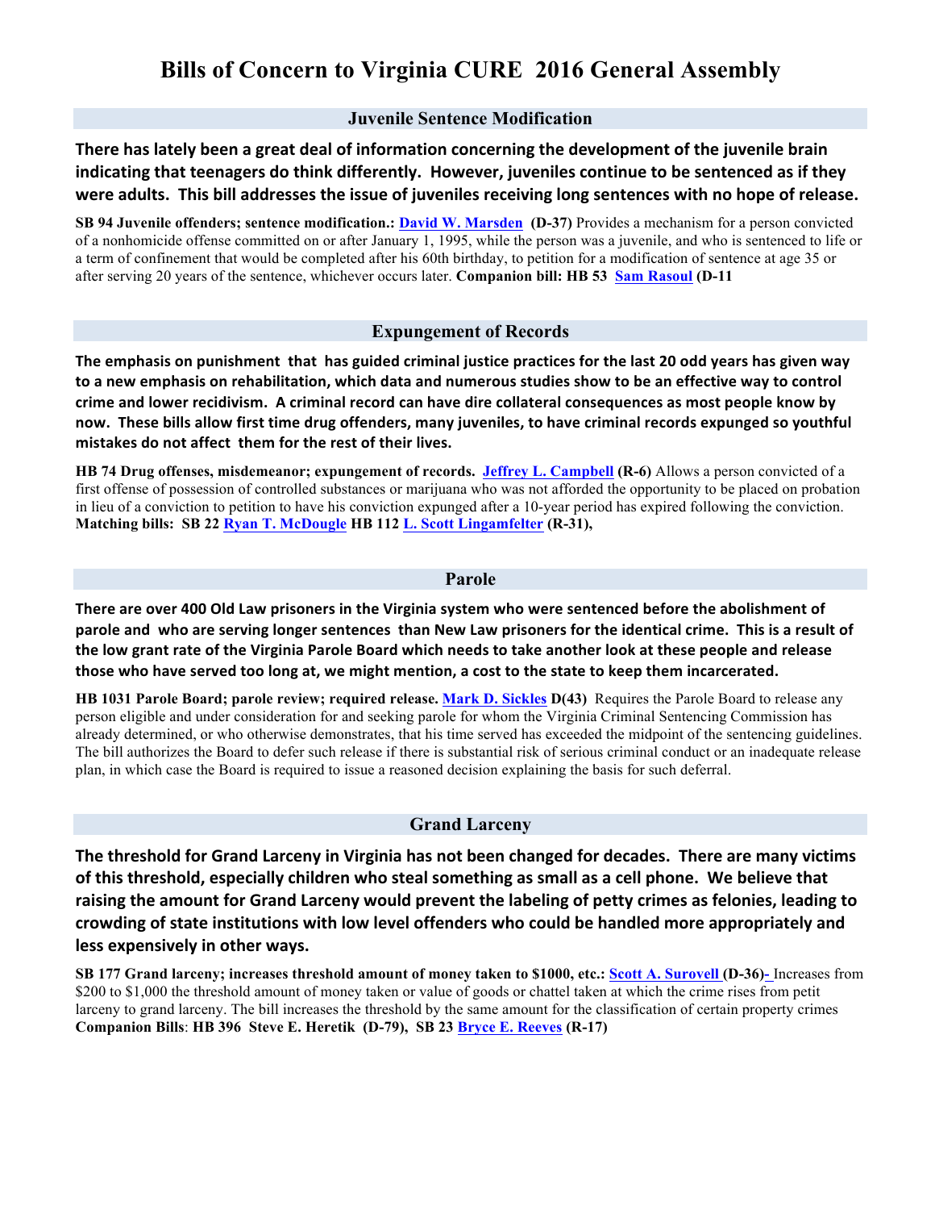# Bills of Concern to Virginia CURE 2016 General Assembly

## Juvenile Sentence Modification

**There has lately been a great deal of information concerning the development of the juvenile brain indicating that teenagers do think differently. However, juveniles continue to be sentenced as if they were adults. This bill addresses the issue of juveniles receiving long sentences with no hope of release.**

**SB 94 Juvenile offenders; sentence modification.: David W. Marsden (D-37)** Provides a mechanism for a person convicted of a nonhomicide offense committed on or after January 1, 1995, while the person was a juvenile, and who is sentenced to life or a term of confinement that would be completed after his 60th birthday, to petition for a modification of sentence at age 35 or after serving 20 years of the sentence, whichever occurs later. **Companion bill: HB 53 Sam Rasoul (D-11**

## Expungement of Records

**The emphasis on punishment that has guided criminal justice practices for the last 20 odd years has given way to a new emphasis on rehabilitation, which data and numerous studies show to be an effective way to control crime and lower recidivism. A criminal record can have dire collateral consequences as most people know by now. These bills allow first time drug offenders, many juveniles, to have criminal records expunged so youthful mistakes do not affect them for the rest of their lives.**

**HB 74 Drug offenses, misdemeanor; expungement of records. Jeffrey L. Campbell (R-6)** Allows a person convicted of a first offense of possession of controlled substances or marijuana who was not afforded the opportunity to be placed on probation in lieu of a conviction to petition to have his conviction expunged after a 10-year period has expired following the conviction. **Matching bills: SB 22 Ryan T. McDougle HB 112 L. Scott Lingamfelter (R-31),**

## Parole

**There are over 400 Old Law prisoners in the Virginia system who were sentenced before the abolishment of parole and who are serving longer sentences than New Law prisoners for the identical crime. This is a result of the low grant rate of the Virginia Parole Board which needs to take another look at these people and release those who have served too long at, we might mention, a cost to the state to keep them incarcerated.**

**HB 1031 Parole Board; parole review; required release. Mark D. Sickles D(43)** Requires the Parole Board to release any person eligible and under consideration for and seeking parole for whom the Virginia Criminal Sentencing Commission has already determined, or who otherwise demonstrates, that his time served has exceeded the midpoint of the sentencing guidelines. The bill authorizes the Board to defer such release if there is substantial risk of serious criminal conduct or an inadequate release plan, in which case the Board is required to issue a reasoned decision explaining the basis for such deferral.

## Grand Larceny

**The threshold for Grand Larceny in Virginia has not been changed for decades. There are many victims of this threshold, especially children who steal something as small as a cell phone. We believe that raising the amount for Grand Larceny would prevent the labeling of petty crimes as felonies, leading to crowding of state institutions with low level offenders who could be handled more appropriately and less expensively in other ways.**

**SB 177 Grand larceny; increases threshold amount of money taken to $1000, etc.: Scott A. Surovell (D-36)-** Increases from $200 to $1,000 the threshold amount of money taken or value of goods or chattel taken at which the crime rises from petit larceny to grand larceny. The bill increases the threshold by the same amount for the classification of certain property crimes **Companion Bills**: **HB 396 Steve E. Heretik (D-79), SB 23 Bryce E. Reeves (R-17)**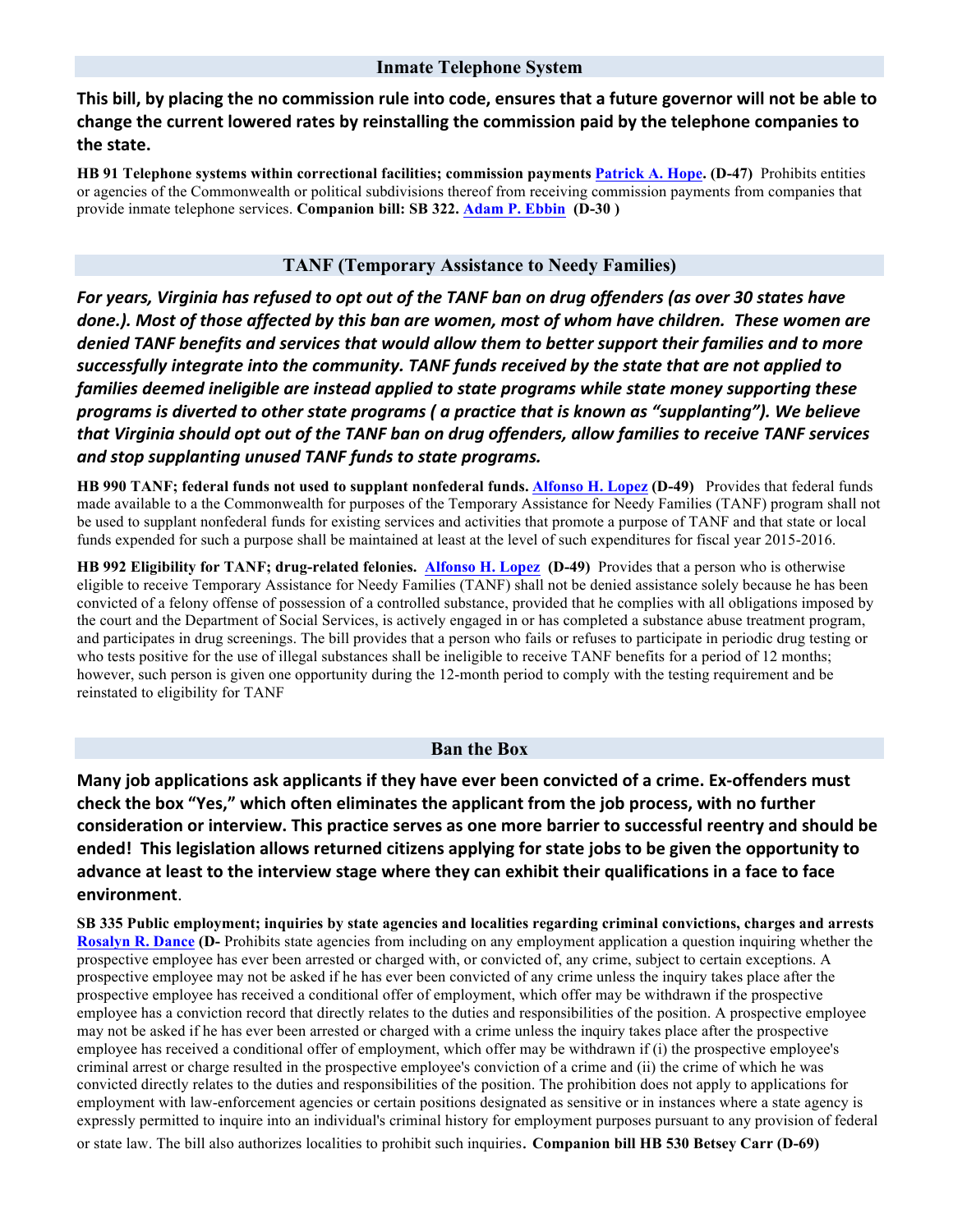## Inmate Telephone System

**This bill, by placing the no commission rule into code, ensures that a future governor will not be able to change the current lowered rates by reinstalling the commission paid by the telephone companies to the state.**

**HB 91 Telephone systems within correctional facilities; commission payments Patrick A. Hope. (D-47)** Prohibits entities or agencies of the Commonwealth or political subdivisions thereof from receiving commission payments from companies that provide inmate telephone services. **Companion bill: SB 322. Adam P. Ebbin (D-30 )**

## TANF (Temporary Assistance to Needy Families)

***For years, Virginia has refused to opt out of the TANF ban on drug offenders (as over 30 states have done.). Most of those affected by this ban are women, most of whom have children. These women are denied TANF benefits and services that would allow them to better support their families and to more successfully integrate into the community. TANF funds received by the state that are not applied to families deemed ineligible are instead applied to state programs while state money supporting these programs is diverted to other state programs ( a practice that is known as "supplanting"). We believe that Virginia should opt out of the TANF ban on drug offenders, allow families to receive TANF services and stop supplanting unused TANF funds to state programs.***

**HB 990 TANF; federal funds not used to supplant nonfederal funds. Alfonso H. Lopez (D-49)** Provides that federal funds made available to a the Commonwealth for purposes of the Temporary Assistance for Needy Families (TANF) program shall not be used to supplant nonfederal funds for existing services and activities that promote a purpose of TANF and that state or local funds expended for such a purpose shall be maintained at least at the level of such expenditures for fiscal year 2015-2016.

**HB 992 Eligibility for TANF; drug-related felonies. Alfonso H. Lopez (D-49)** Provides that a person who is otherwise eligible to receive Temporary Assistance for Needy Families (TANF) shall not be denied assistance solely because he has been convicted of a felony offense of possession of a controlled substance, provided that he complies with all obligations imposed by the court and the Department of Social Services, is actively engaged in or has completed a substance abuse treatment program, and participates in drug screenings. The bill provides that a person who fails or refuses to participate in periodic drug testing or who tests positive for the use of illegal substances shall be ineligible to receive TANF benefits for a period of 12 months; however, such person is given one opportunity during the 12-month period to comply with the testing requirement and be reinstated to eligibility for TANF

## Ban the Box

**Many job applications ask applicants if they have ever been convicted of a crime. Ex-offenders must check the box "Yes," which often eliminates the applicant from the job process, with no further consideration or interview. This practice serves as one more barrier to successful reentry and should be ended! This legislation allows returned citizens applying for state jobs to be given the opportunity to advance at least to the interview stage where they can exhibit their qualifications in a face to face environment**.

**SB 335 Public employment; inquiries by state agencies and localities regarding criminal convictions, charges and arrests Rosalyn R. Dance (D-** Prohibits state agencies from including on any employment application a question inquiring whether the prospective employee has ever been arrested or charged with, or convicted of, any crime, subject to certain exceptions. A prospective employee may not be asked if he has ever been convicted of any crime unless the inquiry takes place after the prospective employee has received a conditional offer of employment, which offer may be withdrawn if the prospective employee has a conviction record that directly relates to the duties and responsibilities of the position. A prospective employee may not be asked if he has ever been arrested or charged with a crime unless the inquiry takes place after the prospective employee has received a conditional offer of employment, which offer may be withdrawn if (i) the prospective employee's criminal arrest or charge resulted in the prospective employee's conviction of a crime and (ii) the crime of which he was convicted directly relates to the duties and responsibilities of the position. The prohibition does not apply to applications for employment with law-enforcement agencies or certain positions designated as sensitive or in instances where a state agency is expressly permitted to inquire into an individual's criminal history for employment purposes pursuant to any provision of federal or state law. The bill also authorizes localities to prohibit such inquiries. **Companion bill HB 530 Betsey Carr (D-69)**